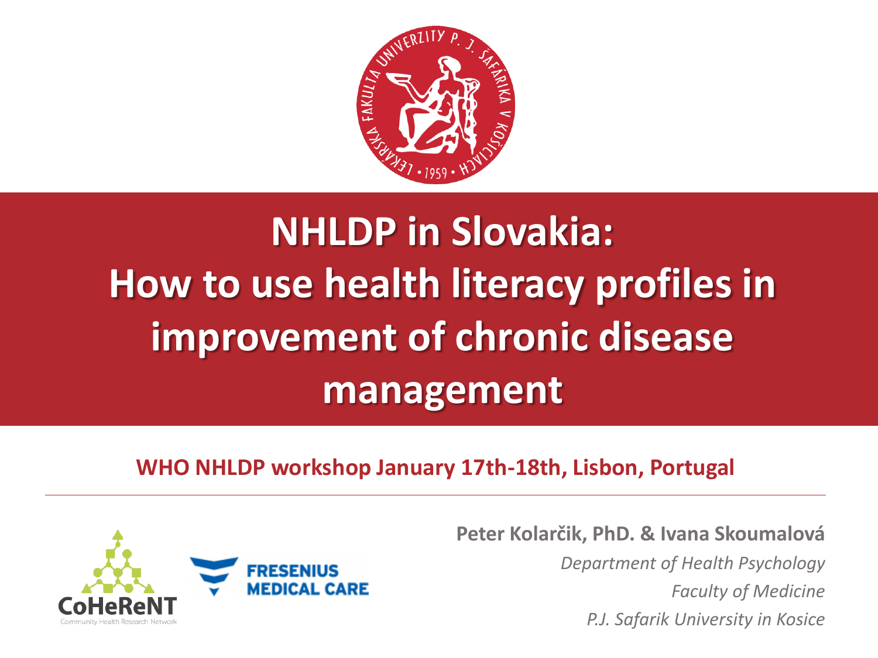# NHLDP in Slovakia: How to use health literacy profiles in improvement of chronic disease management

**WHO NHLDP workshop January 17th-18th, Lisbon, Portugal**

**Peter Kolarčik, PhD. & Ivana Skoumalová**

*Department of Health Psychology*

*Faculty of Medicine*

*P.J. Safarik University in Kosice*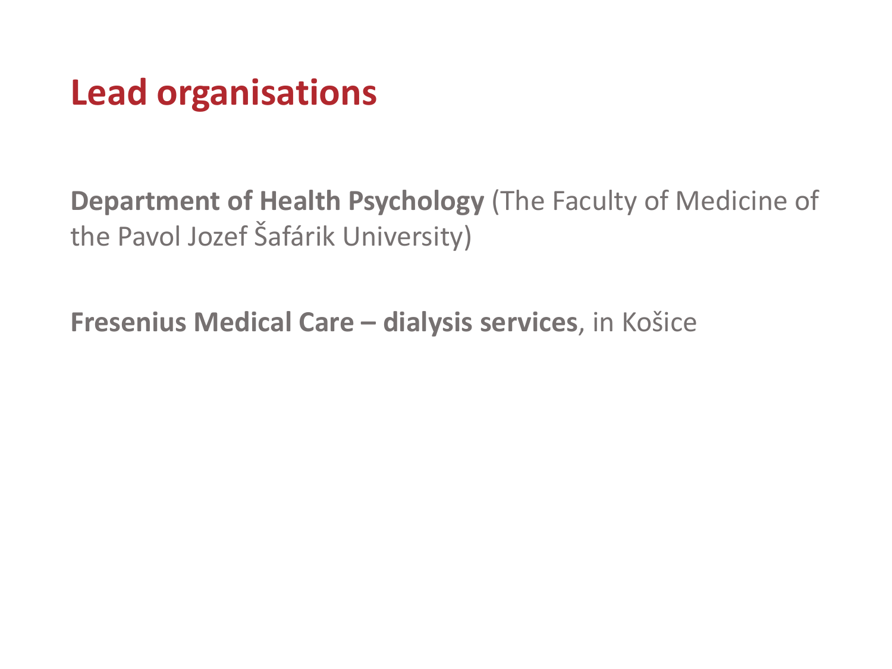# Lead organisations

**Department of Health Psychology** (The Faculty of Medicine of the Pavol Jozef Šafárik University)

**Fresenius Medical Care – dialysis services**, in Košice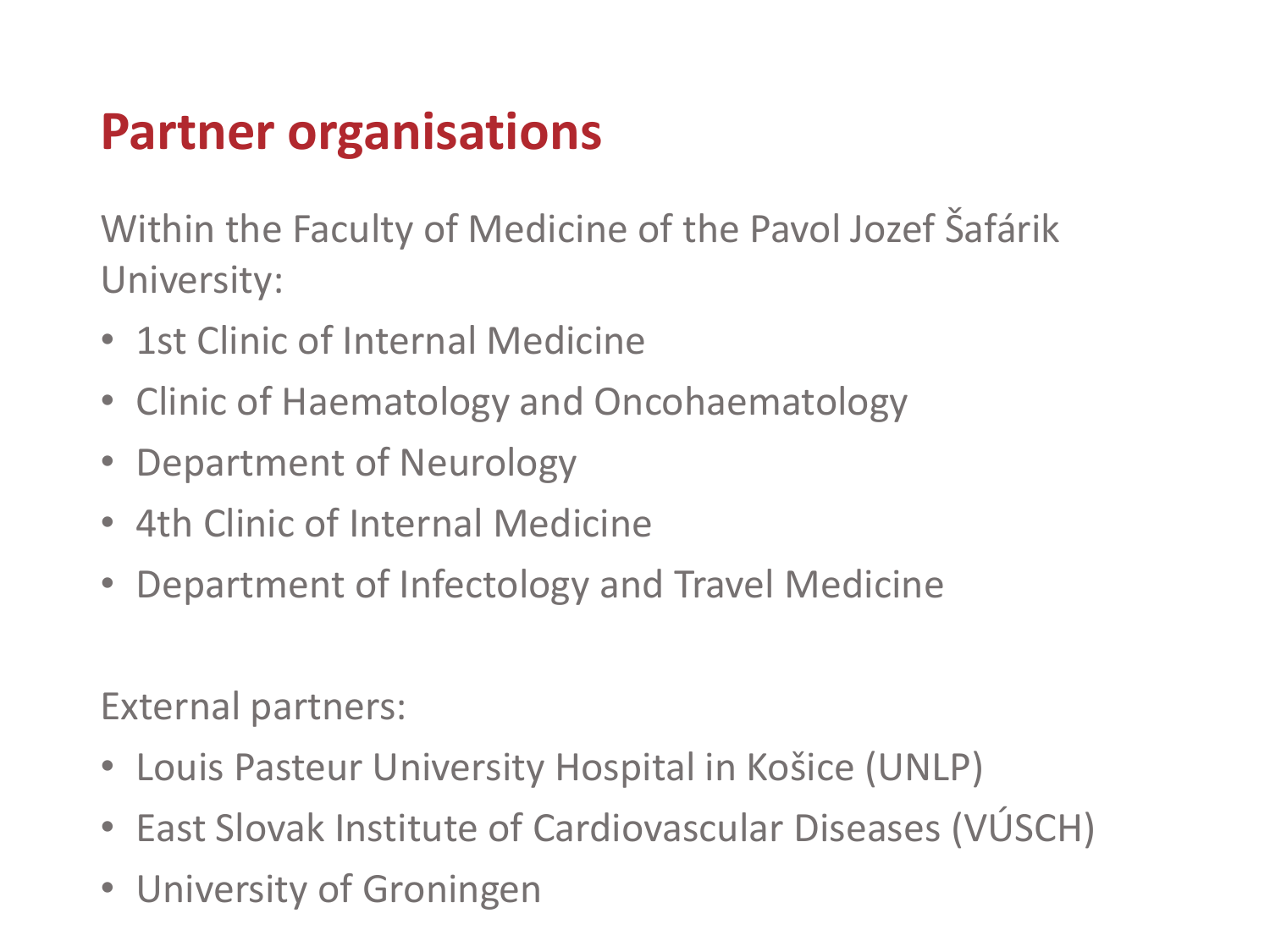# Partner organisations

Within the Faculty of Medicine of the Pavol Jozef Šafárik University:

- 1st Clinic of Internal Medicine
- Clinic of Haematology and Oncohaematology
- Department of Neurology
- 4th Clinic of Internal Medicine
- Department of Infectology and Travel Medicine

External partners:

- Louis Pasteur University Hospital in Košice (UNLP)
- East Slovak Institute of Cardiovascular Diseases (VÚSCH)
- University of Groningen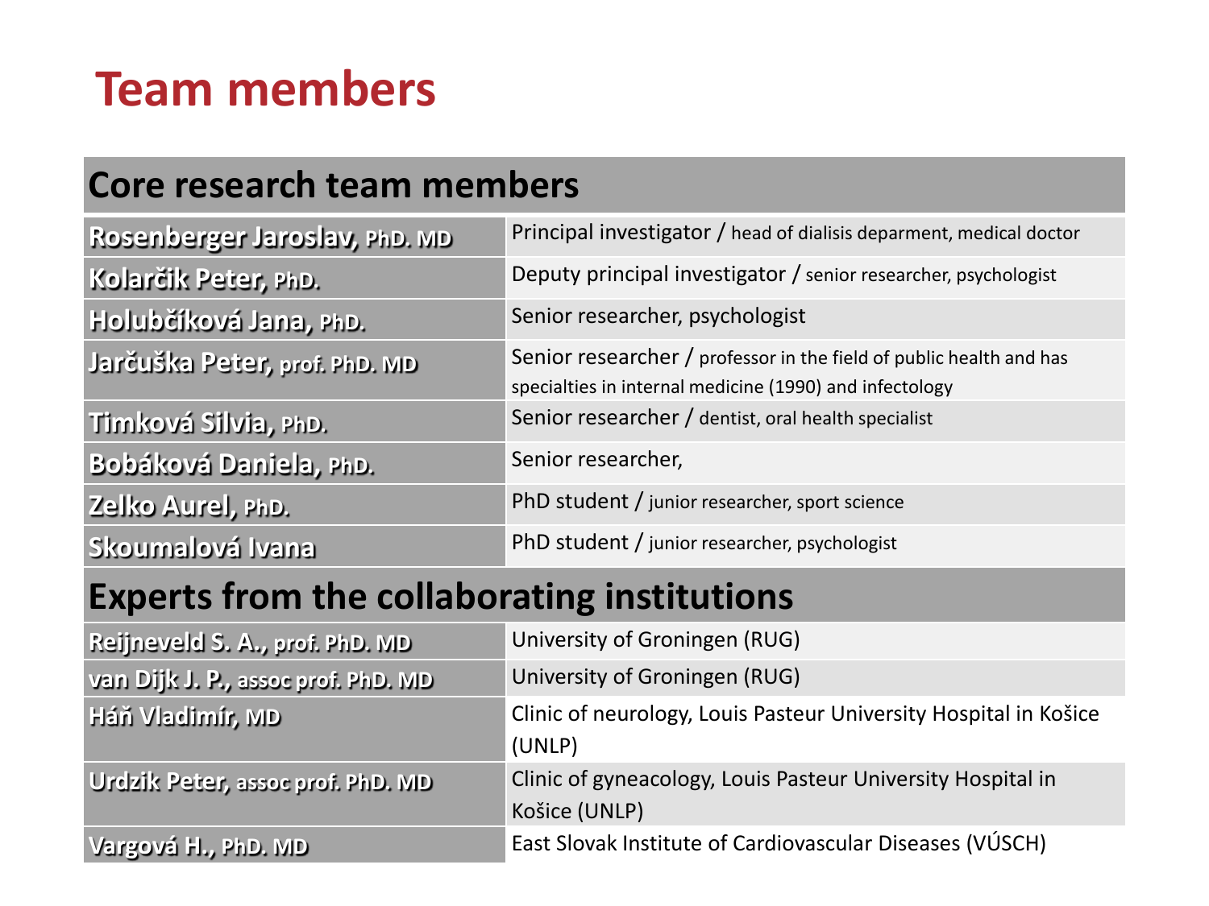# Team members

| Core research team members | |
|---|---|
| **Rosenberger Jaroslav, PhD. MD** | Principal investigator / head of dialisis deparment, medical doctor |
| **Kolarčik Peter, PhD.** | Deputy principal investigator / senior researcher, psychologist |
| **Holubčíková Jana, PhD.** | Senior researcher, psychologist |
| **Jarčuška Peter, prof. PhD. MD** | Senior researcher / professor in the field of public health and has specialties in internal medicine (1990) and infectology |
| **Timková Silvia, PhD.** | Senior researcher / dentist, oral health specialist |
| **Bobáková Daniela, PhD.** | Senior researcher, |
| **Zelko Aurel, PhD.** | PhD student / junior researcher, sport science |
| **Skoumalová Ivana** | PhD student / junior researcher, psychologist |
| **Experts from the collaborating institutions** | |
| **Reijneveld S. A., prof. PhD. MD** | University of Groningen (RUG) |
| **van Dijk J. P., assoc prof. PhD. MD** | University of Groningen (RUG) |
| **Háň Vladimír, MD** | Clinic of neurology, Louis Pasteur University Hospital in Košice (UNLP) |
| **Urdzik Peter, assoc prof. PhD. MD** | Clinic of gyneacology, Louis Pasteur University Hospital in Košice (UNLP) |
| **Vargová H., PhD. MD** | East Slovak Institute of Cardiovascular Diseases (VÚSCH) |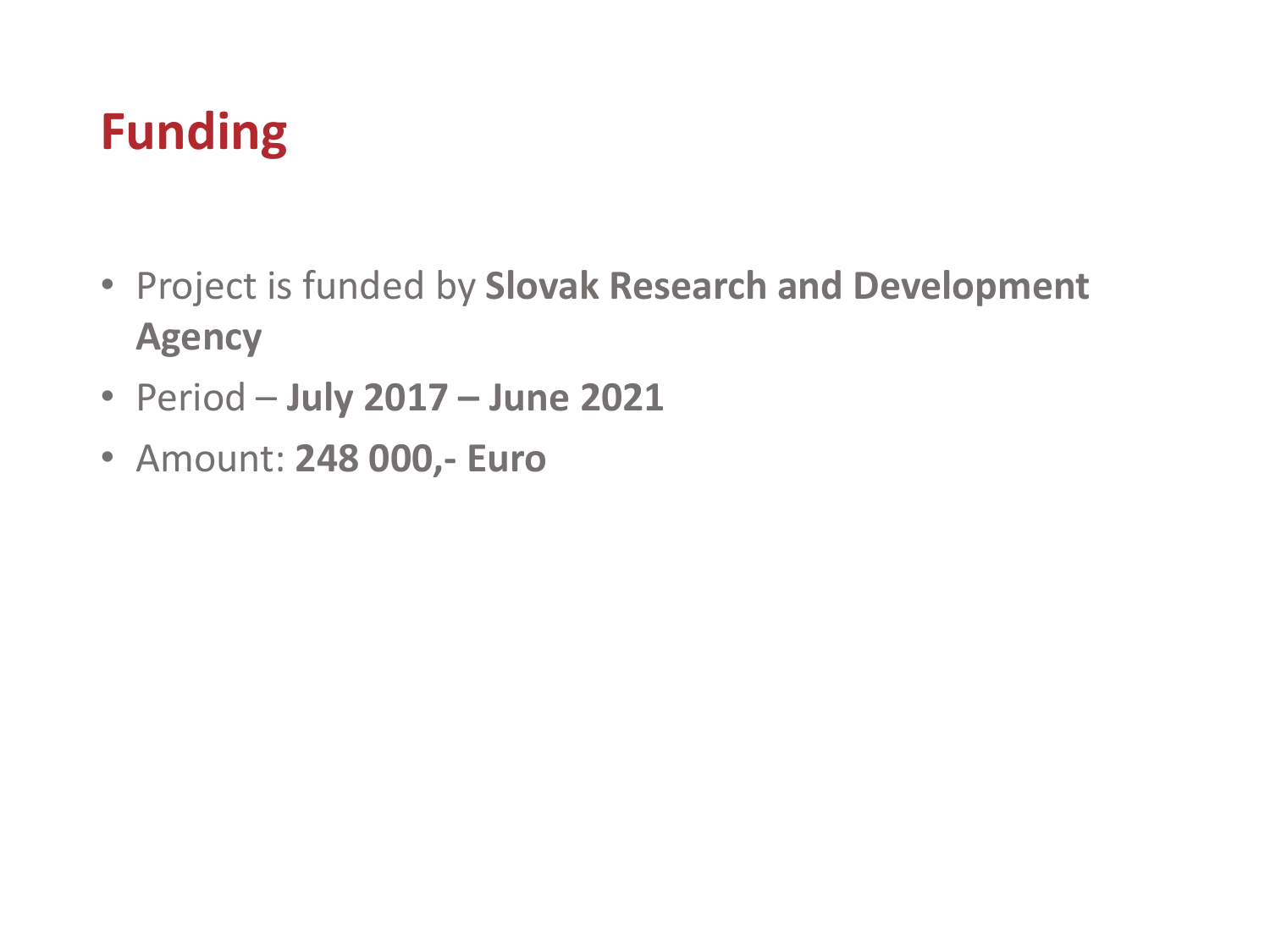# Funding

- Project is funded by **Slovak Research and Development Agency**
- Period – **July 2017 – June 2021**
- Amount: **248 000,- Euro**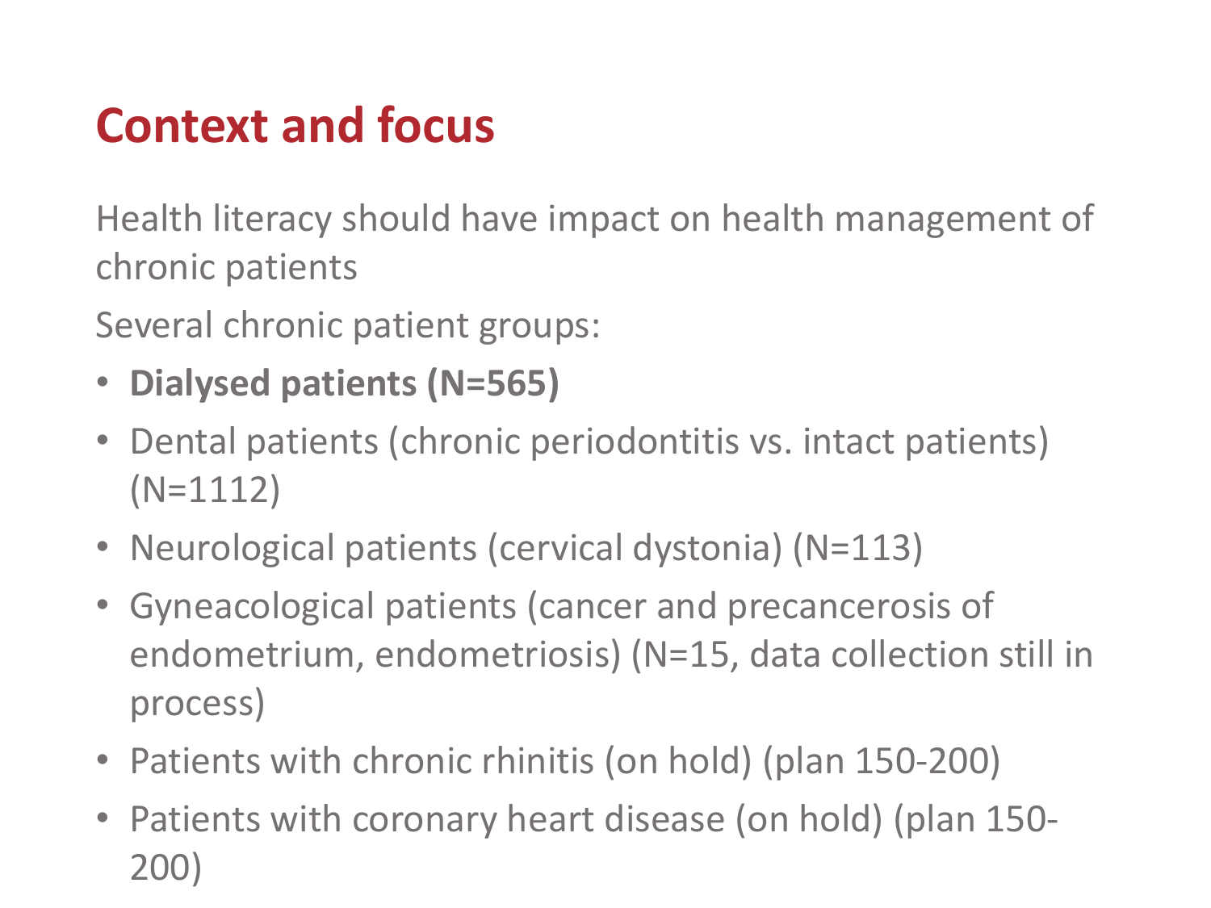# Context and focus

Health literacy should have impact on health management of chronic patients

Several chronic patient groups:

- **Dialysed patients (N=565)**
- Dental patients (chronic periodontitis vs. intact patients) (N=1112)
- Neurological patients (cervical dystonia) (N=113)
- Gyneacological patients (cancer and precancerosis of endometrium, endometriosis) (N=15, data collection still in process)
- Patients with chronic rhinitis (on hold) (plan 150-200)
- Patients with coronary heart disease (on hold) (plan 150-200)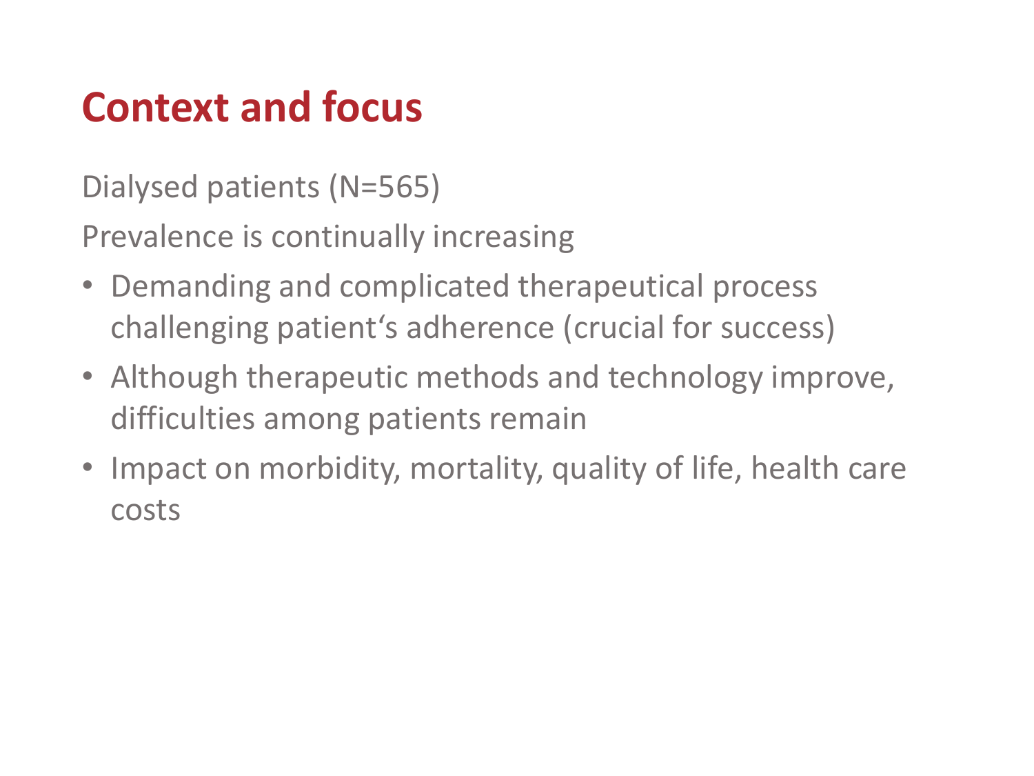# Context and focus

Dialysed patients (N=565)

Prevalence is continually increasing

- Demanding and complicated therapeutical process challenging patient‘s adherence (crucial for success)
- Although therapeutic methods and technology improve, difficulties among patients remain
- Impact on morbidity, mortality, quality of life, health care costs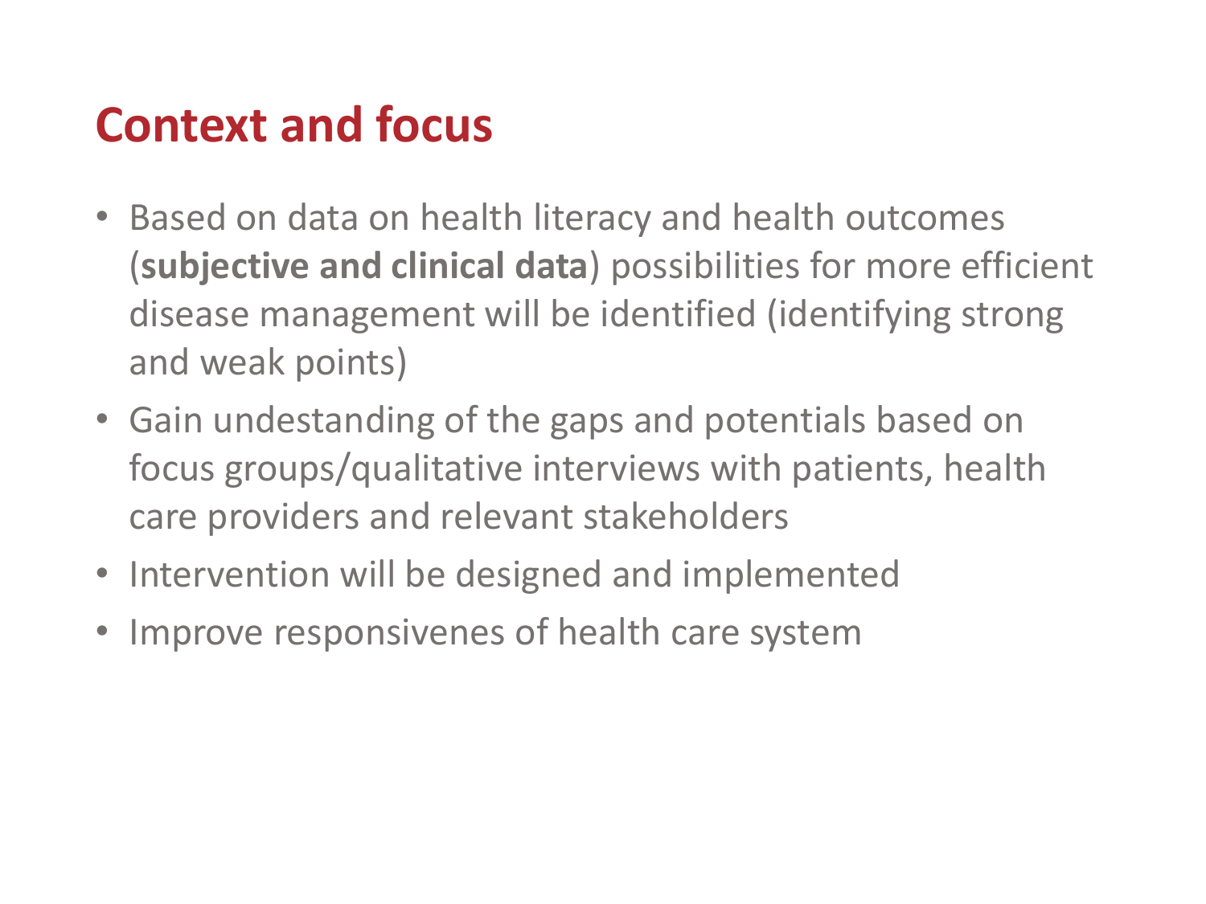# Context and focus

- Based on data on health literacy and health outcomes (**subjective and clinical data**) possibilities for more efficient disease management will be identified (identifying strong and weak points)
- Gain undestanding of the gaps and potentials based on focus groups/qualitative interviews with patients, health care providers and relevant stakeholders
- Intervention will be designed and implemented
- Improve responsivenes of health care system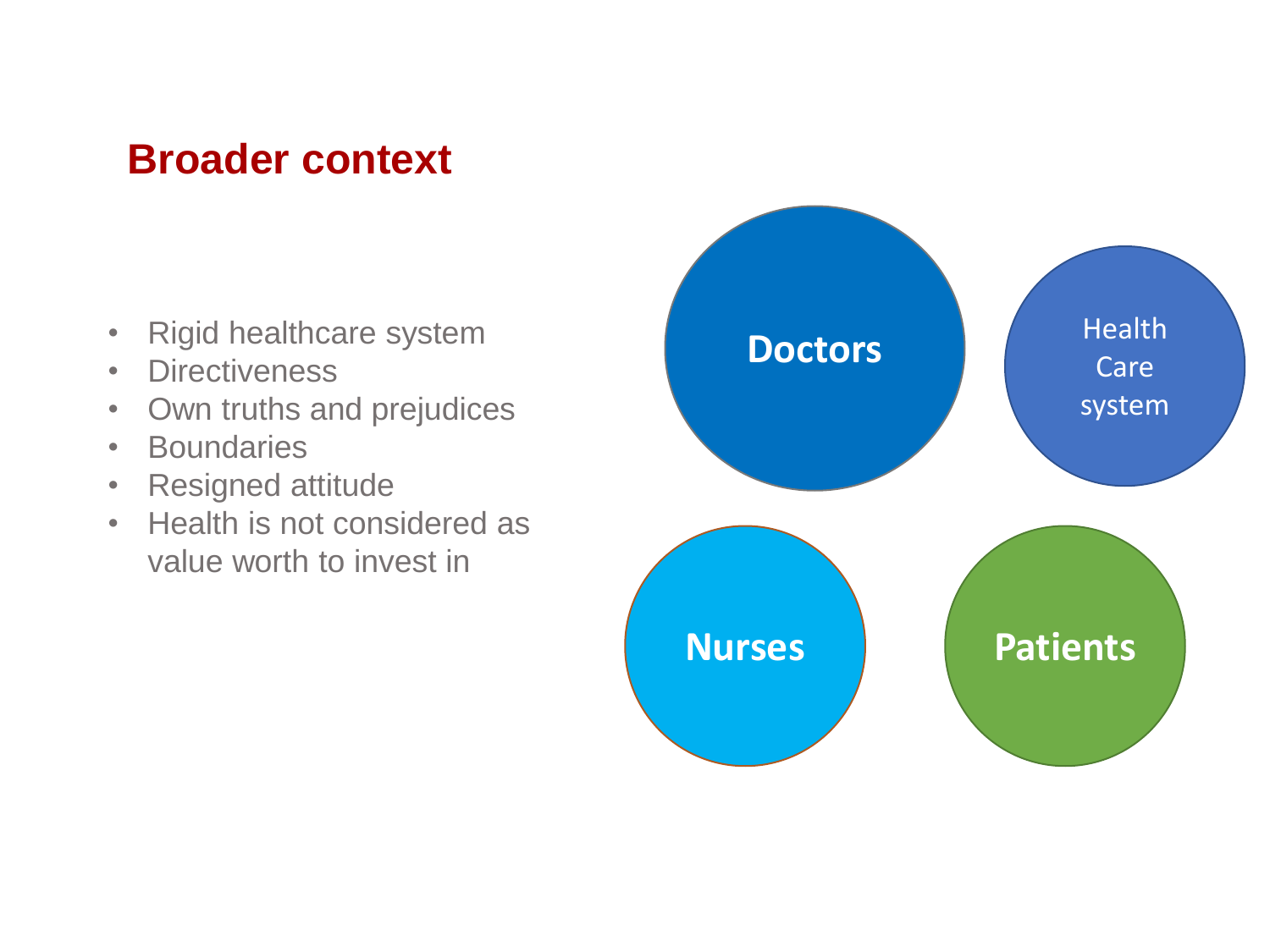## Broader context

- Rigid healthcare system
- Directiveness
- Own truths and prejudices
- Boundaries
- Resigned attitude
- Health is not considered as value worth to invest in

Doctors

Health Care system

Nurses

Patients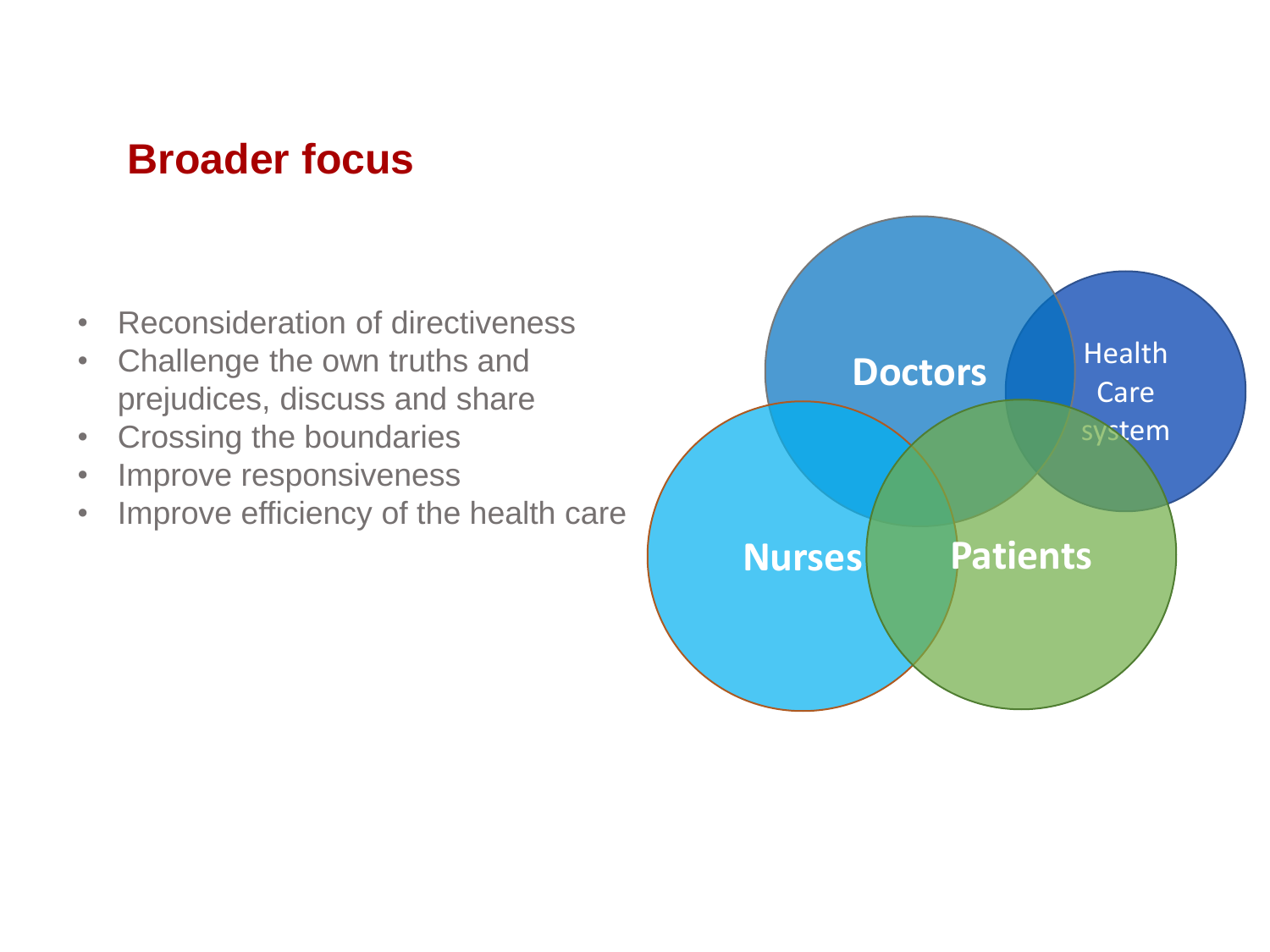## Broader focus

- Reconsideration of directiveness
- Challenge the own truths and prejudices, discuss and share
- Crossing the boundaries
- Improve responsiveness
- Improve efficiency of the health care

Doctors

Health Care system

Nurses

Patients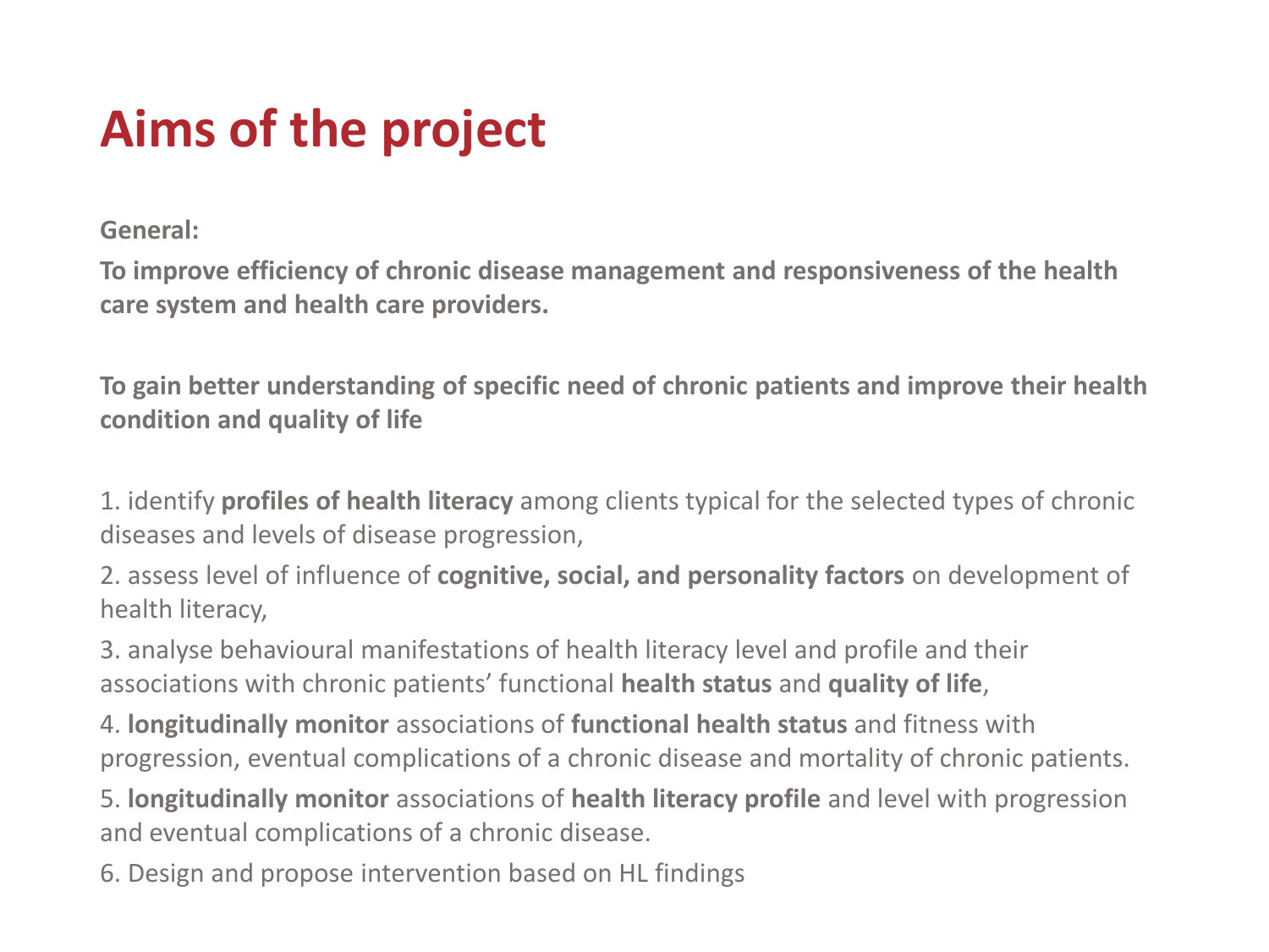# Aims of the project

**General:**

**To improve efficiency of chronic disease management and responsiveness of the health care system and health care providers.**

**To gain better understanding of specific need of chronic patients and improve their health condition and quality of life**

1. identify **profiles of health literacy** among clients typical for the selected types of chronic diseases and levels of disease progression,
2. assess level of influence of **cognitive, social, and personality factors** on development of health literacy,
3. analyse behavioural manifestations of health literacy level and profile and their associations with chronic patients' functional **health status** and **quality of life**,
4. **longitudinally monitor** associations of **functional health status** and fitness with progression, eventual complications of a chronic disease and mortality of chronic patients.
5. **longitudinally monitor** associations of **health literacy profile** and level with progression and eventual complications of a chronic disease.
6. Design and propose intervention based on HL findings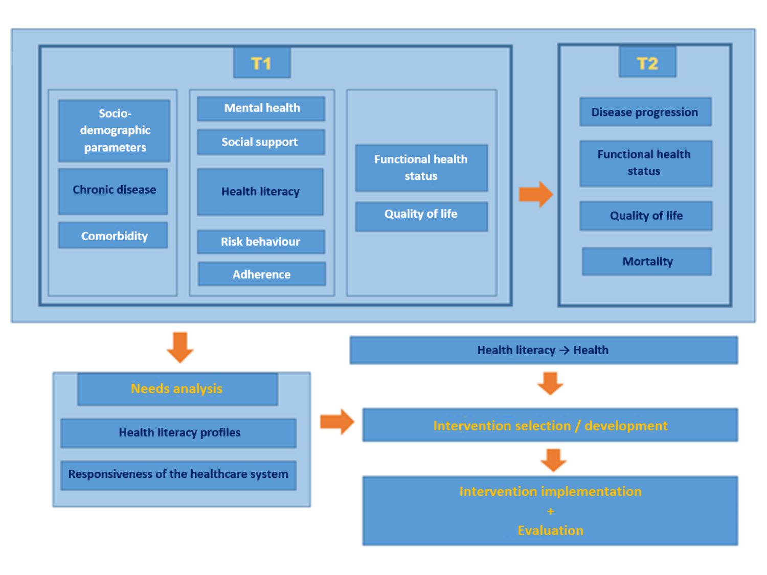**T1**

| Socio-demographic parameters | Mental health | Functional health status |
|---|---|---|
| Chronic disease | Social support | Quality of life |
| Comorbidity | Health literacy | |
| | Risk behaviour | |
| | Adherence | |

**T2**

- Disease progression
- Functional health status
- Quality of life
- Mortality

**Needs analysis**

- Health literacy profiles
- Responsiveness of the healthcare system

Health literacy → Health

**Intervention selection / development**

**Intervention implementation + Evaluation**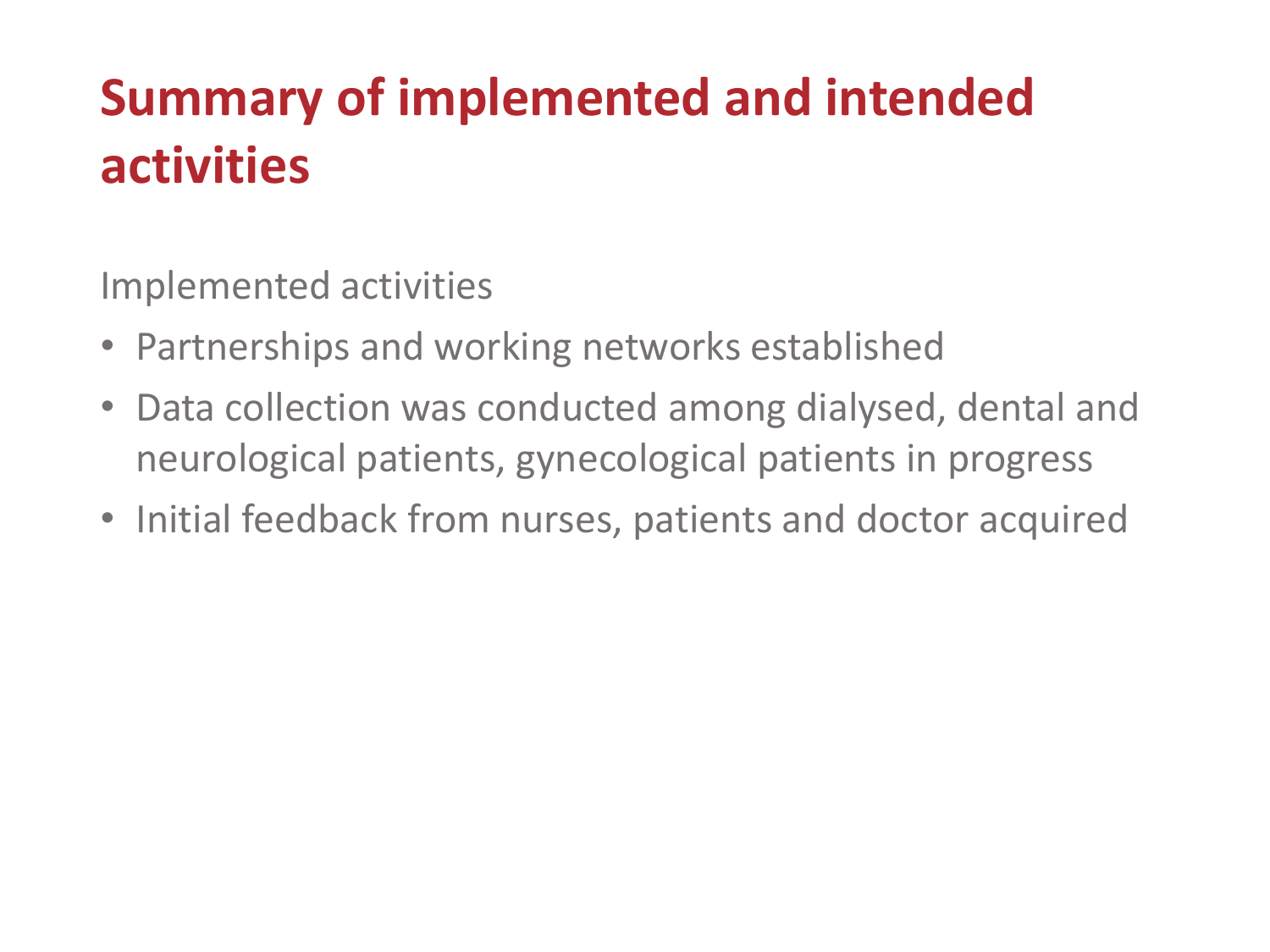# Summary of implemented and intended activities

Implemented activities

- Partnerships and working networks established
- Data collection was conducted among dialysed, dental and neurological patients, gynecological patients in progress
- Initial feedback from nurses, patients and doctor acquired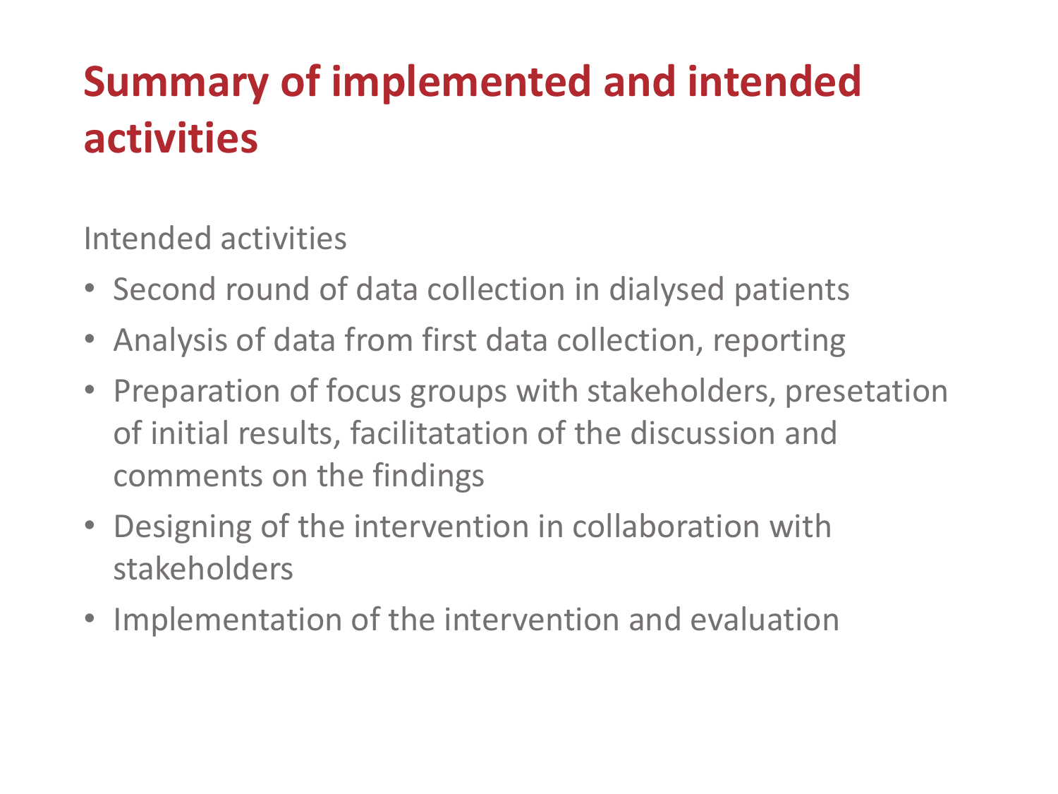# Summary of implemented and intended activities

Intended activities

- Second round of data collection in dialysed patients
- Analysis of data from first data collection, reporting
- Preparation of focus groups with stakeholders, presetation of initial results, facilitatation of the discussion and comments on the findings
- Designing of the intervention in collaboration with stakeholders
- Implementation of the intervention and evaluation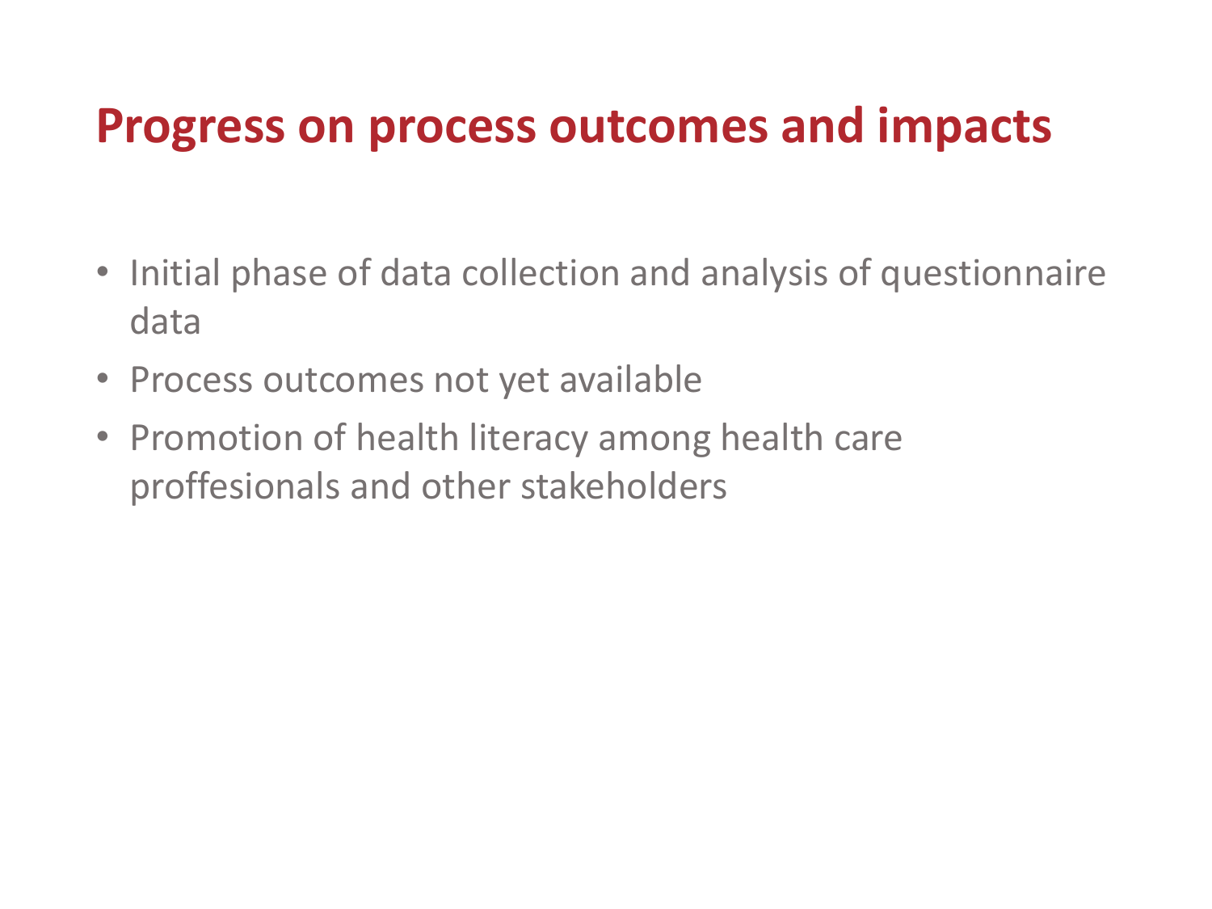# Progress on process outcomes and impacts

- Initial phase of data collection and analysis of questionnaire data
- Process outcomes not yet available
- Promotion of health literacy among health care proffesionals and other stakeholders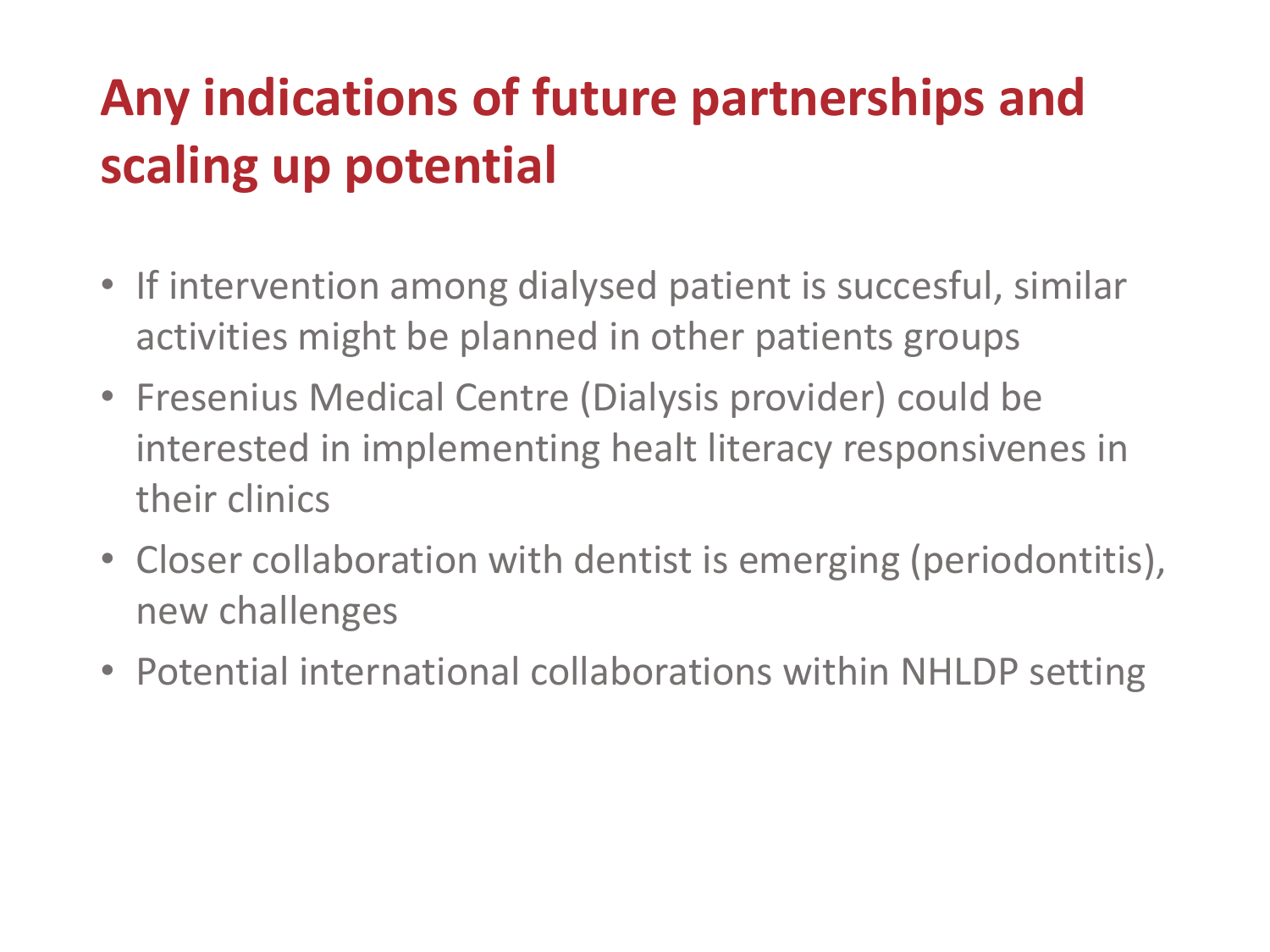# Any indications of future partnerships and scaling up potential

- If intervention among dialysed patient is succesful, similar activities might be planned in other patients groups
- Fresenius Medical Centre (Dialysis provider) could be interested in implementing healt literacy responsivenes in their clinics
- Closer collaboration with dentist is emerging (periodontitis), new challenges
- Potential international collaborations within NHLDP setting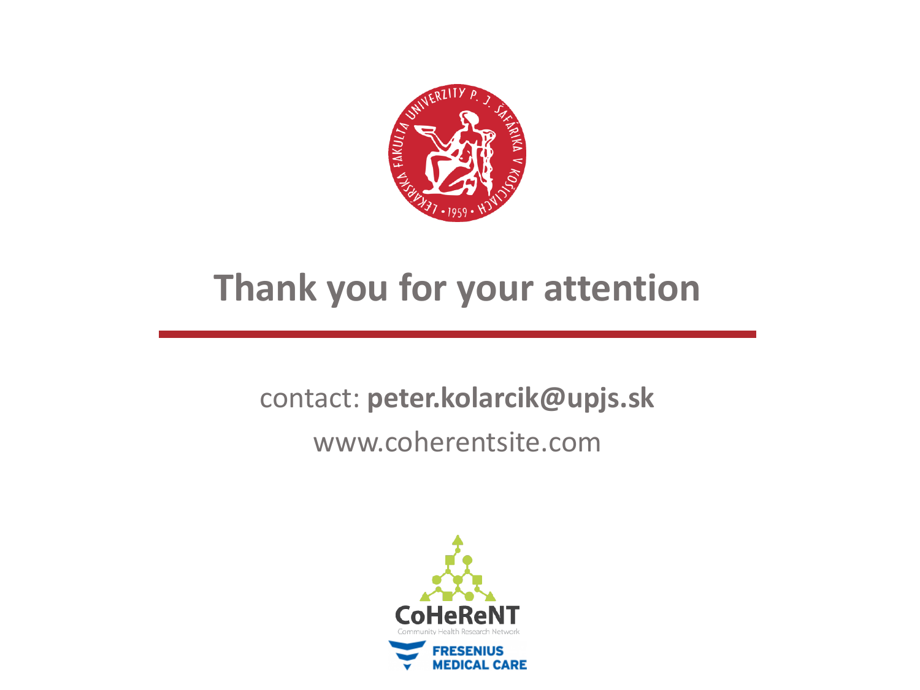# Thank you for your attention

contact: **peter.kolarcik@upjs.sk**

www.coherentsite.com